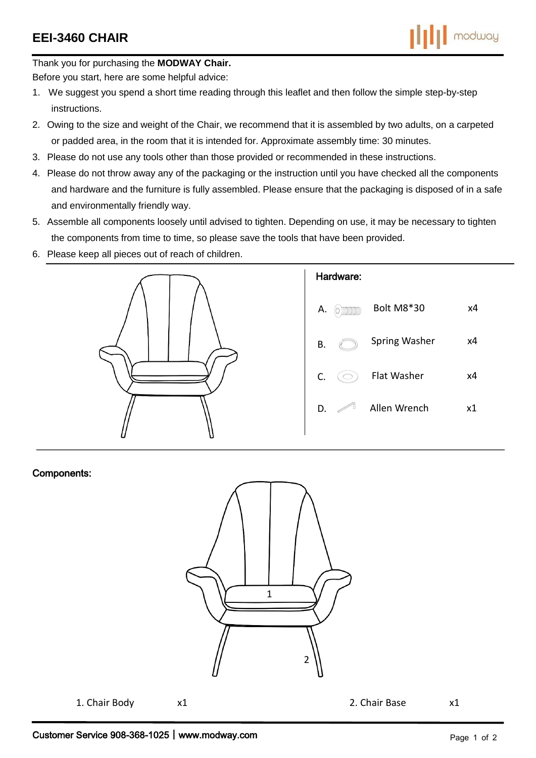# EEI-3460 CHAIR

Thank you for purchasing the **MODWAY Chair.**

Before you start, here are some helpful advice:

1. We suggest you spend a short time reading through this leaflet and then follow the simple step-by-step instructions.
2. Owing to the size and weight of the Chair, we recommend that it is assembled by two adults, on a carpeted or padded area, in the room that it is intended for. Approximate assembly time: 30 minutes.
3. Please do not use any tools other than those provided or recommended in these instructions.
4. Please do not throw away any of the packaging or the instruction until you have checked all the components and hardware and the furniture is fully assembled. Please ensure that the packaging is disposed of in a safe and environmentally friendly way.
5. Assemble all components loosely until advised to tighten. Depending on use, it may be necessary to tighten the components from time to time, so please save the tools that have been provided.
6. Please keep all pieces out of reach of children.

## Hardware:

| | Item | Qty |
|---|---|---|
| A. | Bolt M8*30 | x4 |
| B. | Spring Washer | x4 |
| C. | Flat Washer | x4 |
| D. | Allen Wrench | x1 |

## Components:

| Component | Qty |
|---|---|
| 1. Chair Body | x1 |
| 2. Chair Base | x1 |

Customer Service 908-368-1025 | www.modway.com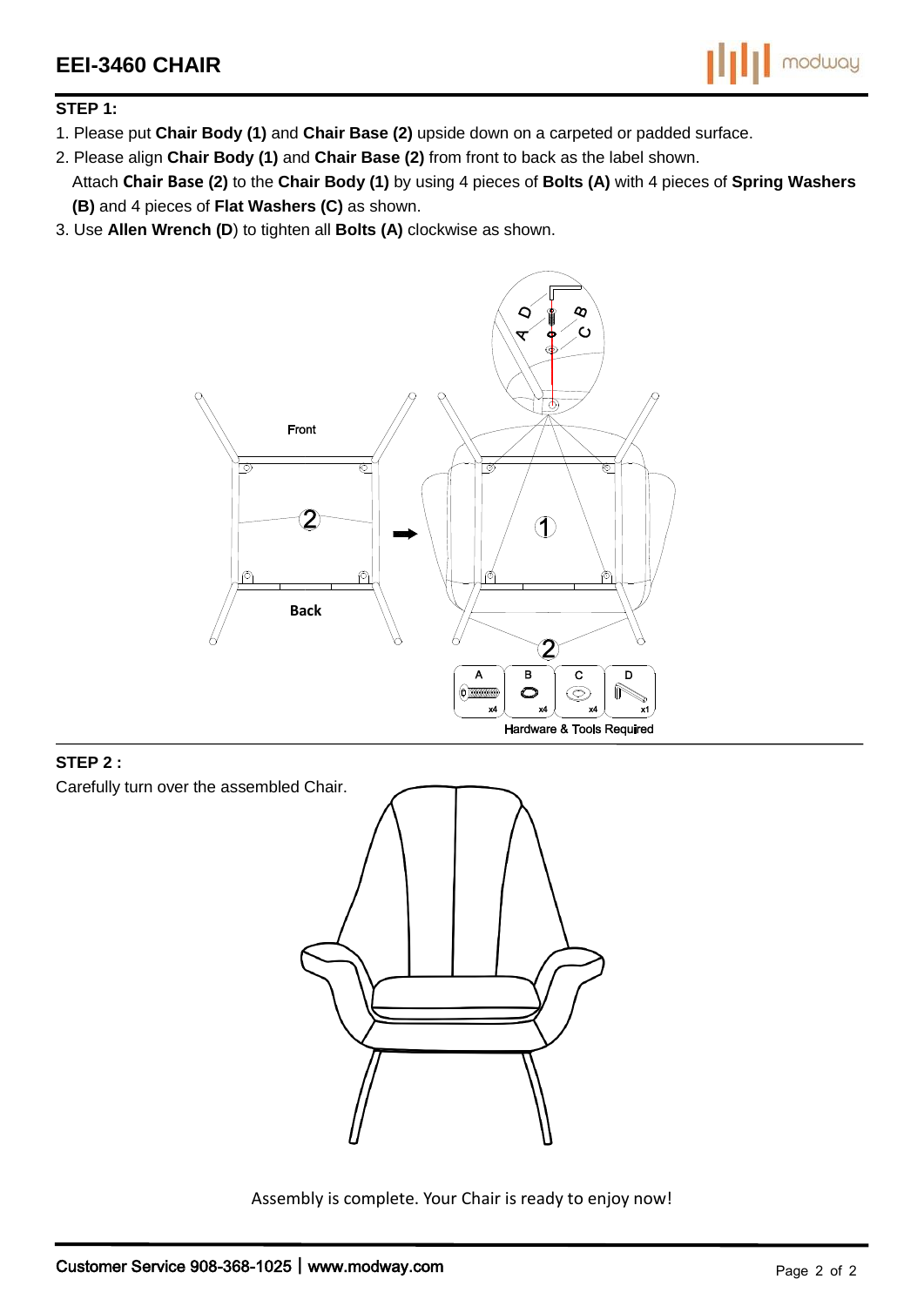# EEI-3460 CHAIR

**STEP 1:**

1. Please put **Chair Body (1)** and **Chair Base (2)** upside down on a carpeted or padded surface.
2. Please align **Chair Body (1)** and **Chair Base (2)** from front to back as the label shown. Attach **Chair Base (2)** to the **Chair Body (1)** by using 4 pieces of **Bolts (A)** with 4 pieces of **Spring Washers (B)** and 4 pieces of **Flat Washers (C)** as shown.
3. Use **Allen Wrench (D**) to tighten all **Bolts (A)** clockwise as shown.

Front

Back

Hardware & Tools Required

A x4 | B x4 | C x4 | D x1

**STEP 2 :**

Carefully turn over the assembled Chair.

Assembly is complete. Your Chair is ready to enjoy now!

Customer Service 908-368-1025 | www.modway.com